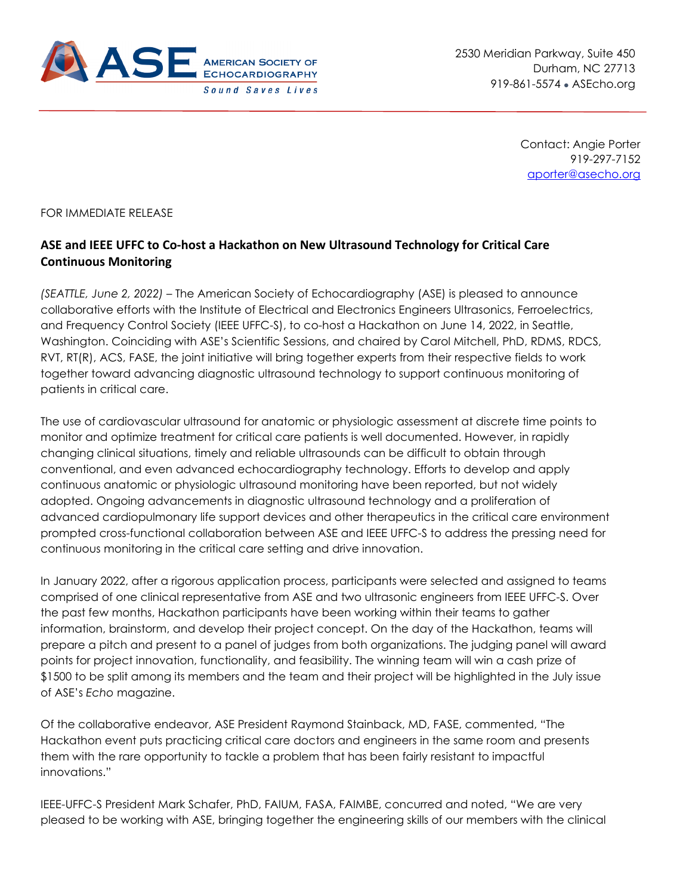ASE AMERICAN SOCIETY OF ECHOCARDIOGRAPHY
*Sound Saves Lives*

2530 Meridian Parkway, Suite 450
Durham, NC 27713
919-861-5574 • ASEcho.org

Contact: Angie Porter
919-297-7152
aporter@asecho.org

FOR IMMEDIATE RELEASE

**ASE and IEEE UFFC to Co-host a Hackathon on New Ultrasound Technology for Critical Care Continuous Monitoring**

*(SEATTLE, June 2, 2022)* – The American Society of Echocardiography (ASE) is pleased to announce collaborative efforts with the Institute of Electrical and Electronics Engineers Ultrasonics, Ferroelectrics, and Frequency Control Society (IEEE UFFC-S), to co-host a Hackathon on June 14, 2022, in Seattle, Washington. Coinciding with ASE's Scientific Sessions, and chaired by Carol Mitchell, PhD, RDMS, RDCS, RVT, RT(R), ACS, FASE, the joint initiative will bring together experts from their respective fields to work together toward advancing diagnostic ultrasound technology to support continuous monitoring of patients in critical care.

The use of cardiovascular ultrasound for anatomic or physiologic assessment at discrete time points to monitor and optimize treatment for critical care patients is well documented. However, in rapidly changing clinical situations, timely and reliable ultrasounds can be difficult to obtain through conventional, and even advanced echocardiography technology. Efforts to develop and apply continuous anatomic or physiologic ultrasound monitoring have been reported, but not widely adopted. Ongoing advancements in diagnostic ultrasound technology and a proliferation of advanced cardiopulmonary life support devices and other therapeutics in the critical care environment prompted cross-functional collaboration between ASE and IEEE UFFC-S to address the pressing need for continuous monitoring in the critical care setting and drive innovation.

In January 2022, after a rigorous application process, participants were selected and assigned to teams comprised of one clinical representative from ASE and two ultrasonic engineers from IEEE UFFC-S. Over the past few months, Hackathon participants have been working within their teams to gather information, brainstorm, and develop their project concept. On the day of the Hackathon, teams will prepare a pitch and present to a panel of judges from both organizations. The judging panel will award points for project innovation, functionality, and feasibility. The winning team will win a cash prize of $1500 to be split among its members and the team and their project will be highlighted in the July issue of ASE's *Echo* magazine.

Of the collaborative endeavor, ASE President Raymond Stainback, MD, FASE, commented, "The Hackathon event puts practicing critical care doctors and engineers in the same room and presents them with the rare opportunity to tackle a problem that has been fairly resistant to impactful innovations."

IEEE-UFFC-S President Mark Schafer, PhD, FAIUM, FASA, FAIMBE, concurred and noted, "We are very pleased to be working with ASE, bringing together the engineering skills of our members with the clinical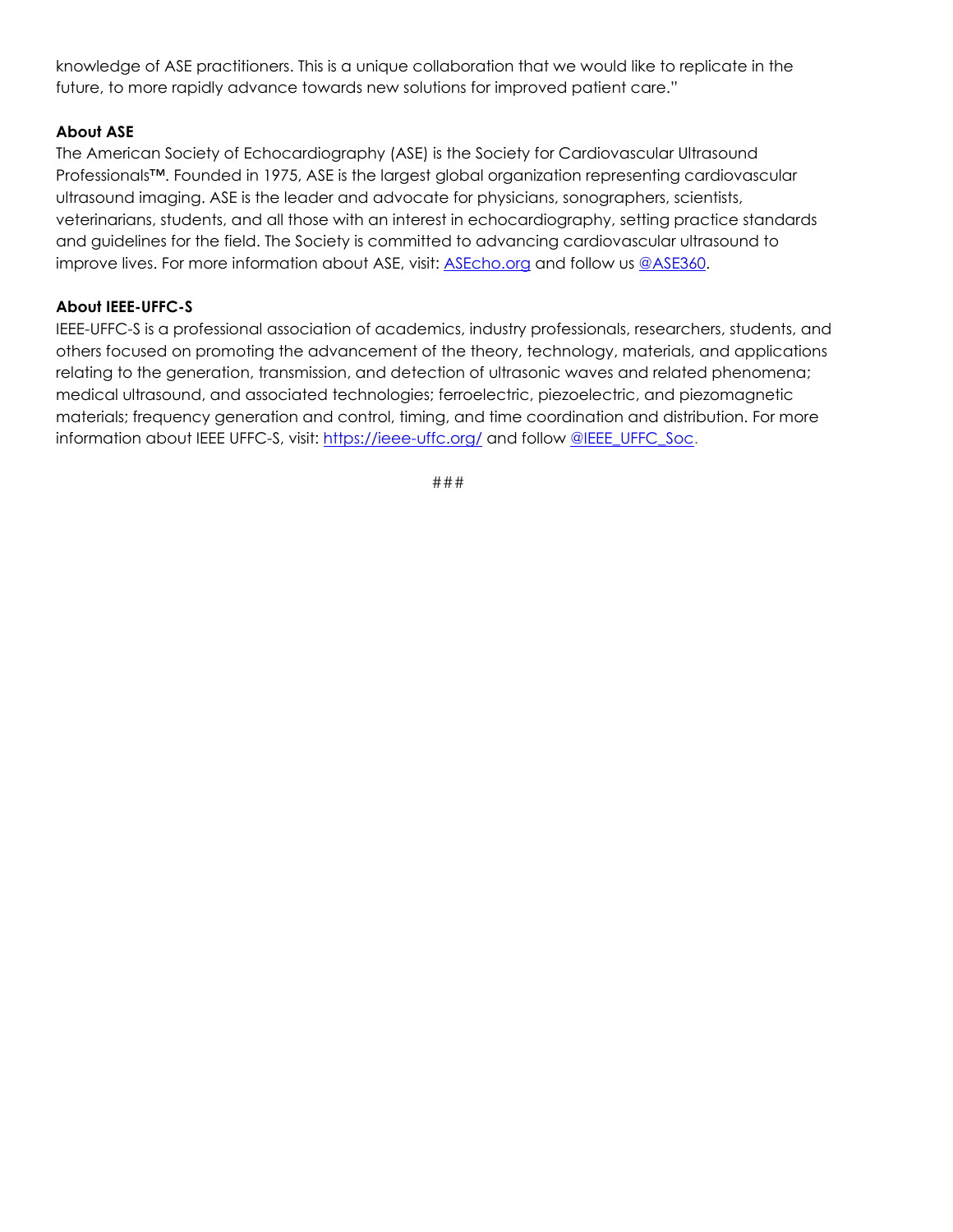knowledge of ASE practitioners. This is a unique collaboration that we would like to replicate in the future, to more rapidly advance towards new solutions for improved patient care."

**About ASE**

The American Society of Echocardiography (ASE) is the Society for Cardiovascular Ultrasound Professionals™. Founded in 1975, ASE is the largest global organization representing cardiovascular ultrasound imaging. ASE is the leader and advocate for physicians, sonographers, scientists, veterinarians, students, and all those with an interest in echocardiography, setting practice standards and guidelines for the field. The Society is committed to advancing cardiovascular ultrasound to improve lives. For more information about ASE, visit: ASEcho.org and follow us @ASE360.

**About IEEE-UFFC-S**

IEEE-UFFC-S is a professional association of academics, industry professionals, researchers, students, and others focused on promoting the advancement of the theory, technology, materials, and applications relating to the generation, transmission, and detection of ultrasonic waves and related phenomena; medical ultrasound, and associated technologies; ferroelectric, piezoelectric, and piezomagnetic materials; frequency generation and control, timing, and time coordination and distribution. For more information about IEEE UFFC-S, visit: https://ieee-uffc.org/ and follow @IEEE_UFFC_Soc.

###